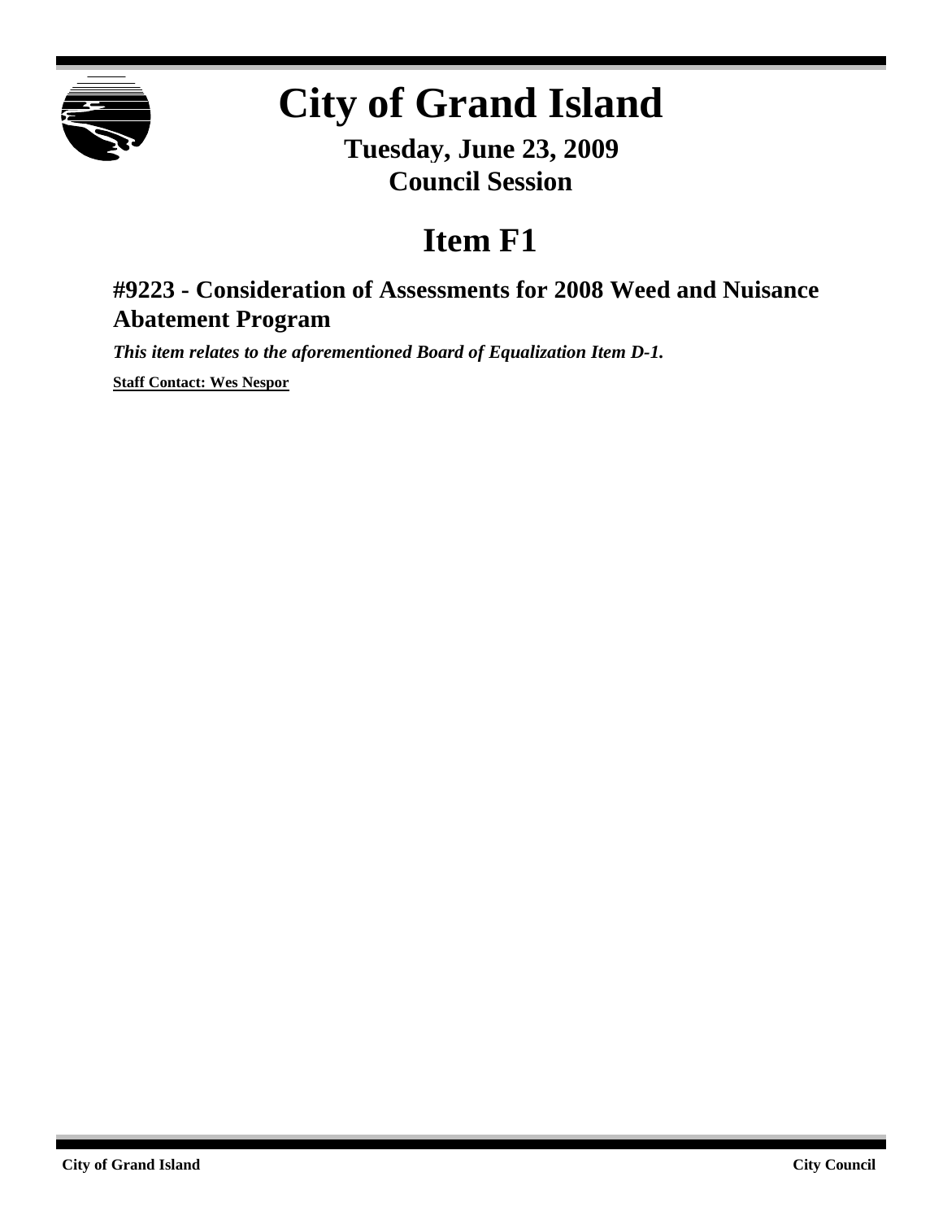# City of Grand Island

**Tuesday, June 23, 2009**
**Council Session**

# Item F1

## #9223 - Consideration of Assessments for 2008 Weed and Nuisance Abatement Program

***This item relates to the aforementioned Board of Equalization Item D-1.***

**Staff Contact: Wes Nespor**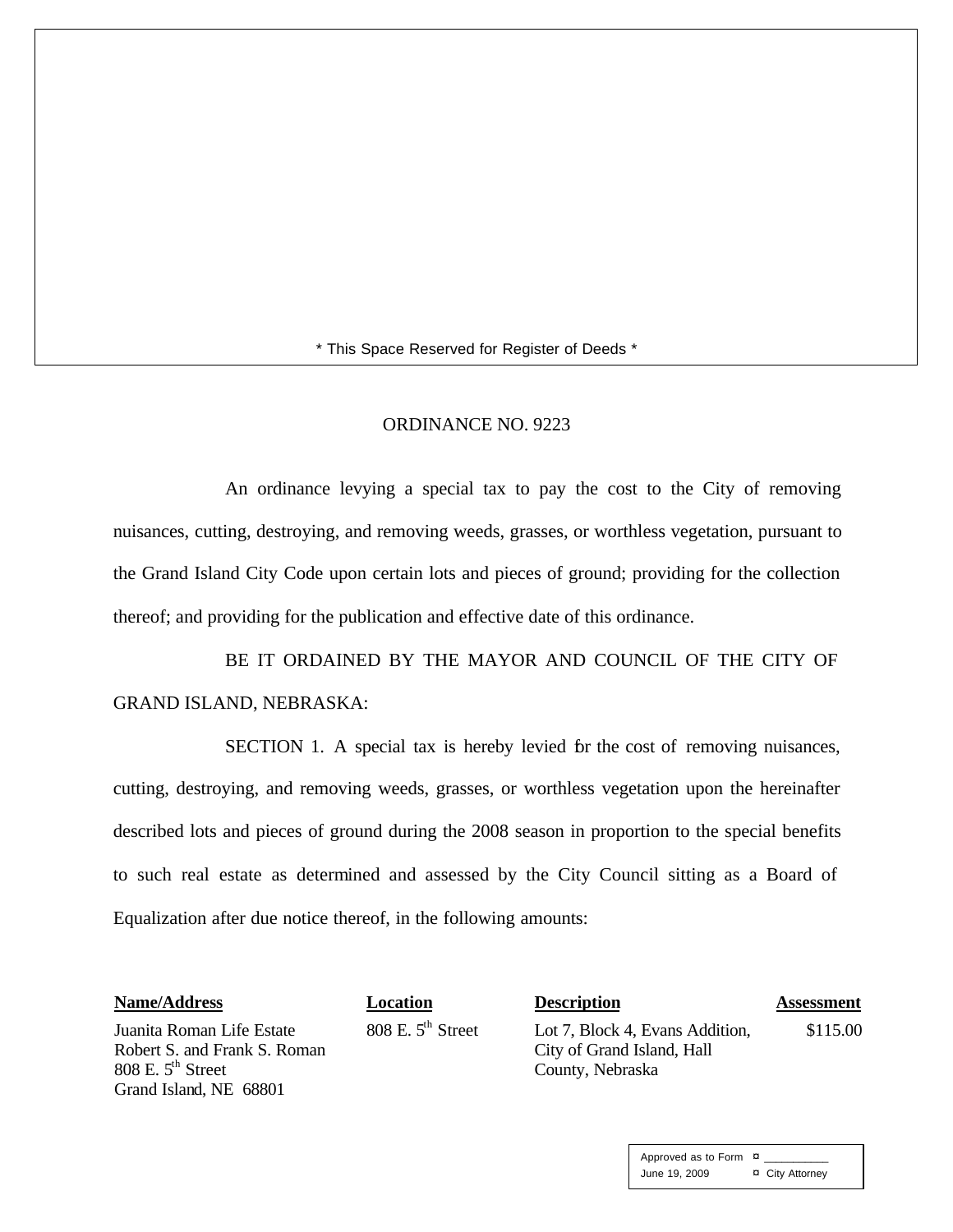\* This Space Reserved for Register of Deeds \*

ORDINANCE NO. 9223

An ordinance levying a special tax to pay the cost to the City of removing nuisances, cutting, destroying, and removing weeds, grasses, or worthless vegetation, pursuant to the Grand Island City Code upon certain lots and pieces of ground; providing for the collection thereof; and providing for the publication and effective date of this ordinance.

BE IT ORDAINED BY THE MAYOR AND COUNCIL OF THE CITY OF GRAND ISLAND, NEBRASKA:

SECTION 1. A special tax is hereby levied for the cost of removing nuisances, cutting, destroying, and removing weeds, grasses, or worthless vegetation upon the hereinafter described lots and pieces of ground during the 2008 season in proportion to the special benefits to such real estate as determined and assessed by the City Council sitting as a Board of Equalization after due notice thereof, in the following amounts:

| Name/Address | Location | Description | Assessment |
|---|---|---|---|
| Juanita Roman Life Estate<br>Robert S. and Frank S. Roman<br>808 E. 5th Street<br>Grand Island, NE 68801 | 808 E. 5th Street | Lot 7, Block 4, Evans Addition, City of Grand Island, Hall County, Nebraska | $115.00 |

Approved as to Form ¤ ___________
June 19, 2009 ¤ City Attorney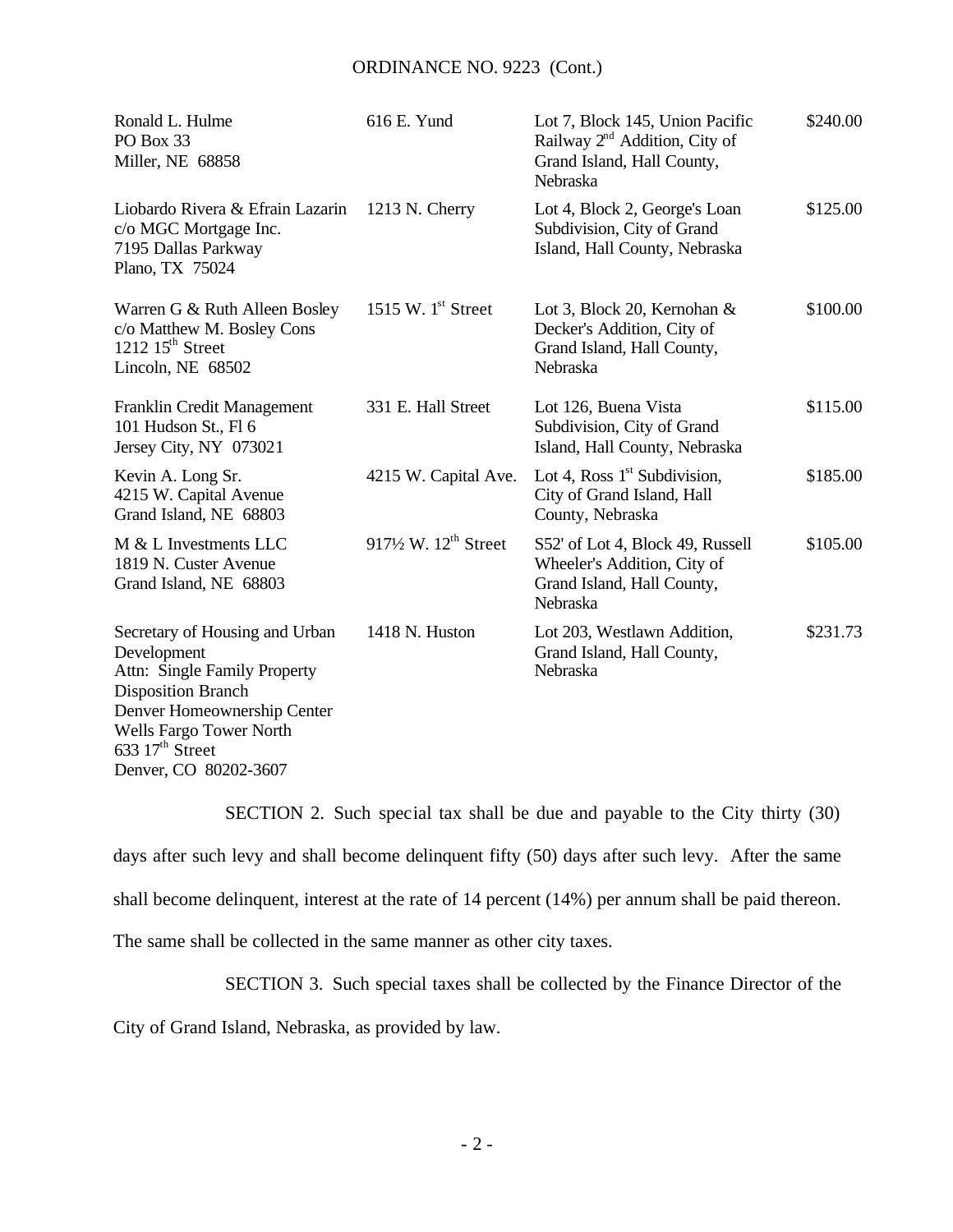ORDINANCE NO. 9223 (Cont.)

| | | | |
|---|---|---|---|
| Ronald L. Hulme<br>PO Box 33<br>Miller, NE 68858 | 616 E. Yund | Lot 7, Block 145, Union Pacific Railway 2nd Addition, City of Grand Island, Hall County, Nebraska | \$240.00 |
| Liobardo Rivera & Efrain Lazarin<br>c/o MGC Mortgage Inc.<br>7195 Dallas Parkway<br>Plano, TX 75024 | 1213 N. Cherry | Lot 4, Block 2, George's Loan Subdivision, City of Grand Island, Hall County, Nebraska | \$125.00 |
| Warren G & Ruth Alleen Bosley<br>c/o Matthew M. Bosley Cons<br>1212 15th Street<br>Lincoln, NE 68502 | 1515 W. 1st Street | Lot 3, Block 20, Kernohan & Decker's Addition, City of Grand Island, Hall County, Nebraska | \$100.00 |
| Franklin Credit Management<br>101 Hudson St., Fl 6<br>Jersey City, NY 073021 | 331 E. Hall Street | Lot 126, Buena Vista Subdivision, City of Grand Island, Hall County, Nebraska | \$115.00 |
| Kevin A. Long Sr.<br>4215 W. Capital Avenue<br>Grand Island, NE 68803 | 4215 W. Capital Ave. | Lot 4, Ross 1st Subdivision, City of Grand Island, Hall County, Nebraska | \$185.00 |
| M & L Investments LLC<br>1819 N. Custer Avenue<br>Grand Island, NE 68803 | 917½ W. 12th Street | S52' of Lot 4, Block 49, Russell Wheeler's Addition, City of Grand Island, Hall County, Nebraska | \$105.00 |
| Secretary of Housing and Urban Development<br>Attn: Single Family Property Disposition Branch<br>Denver Homeownership Center<br>Wells Fargo Tower North<br>633 17th Street<br>Denver, CO 80202-3607 | 1418 N. Huston | Lot 203, Westlawn Addition, Grand Island, Hall County, Nebraska | \$231.73 |

SECTION 2. Such special tax shall be due and payable to the City thirty (30) days after such levy and shall become delinquent fifty (50) days after such levy. After the same shall become delinquent, interest at the rate of 14 percent (14%) per annum shall be paid thereon. The same shall be collected in the same manner as other city taxes.

SECTION 3. Such special taxes shall be collected by the Finance Director of the City of Grand Island, Nebraska, as provided by law.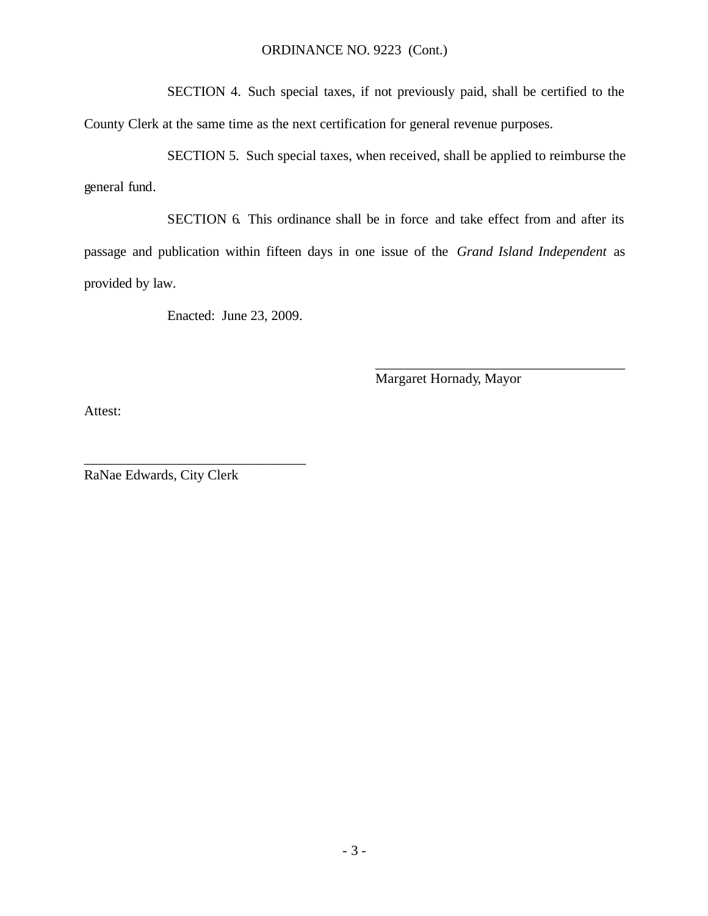ORDINANCE NO. 9223 (Cont.)

SECTION 4. Such special taxes, if not previously paid, shall be certified to the County Clerk at the same time as the next certification for general revenue purposes.

SECTION 5. Such special taxes, when received, shall be applied to reimburse the general fund.

SECTION 6. This ordinance shall be in force and take effect from and after its passage and publication within fifteen days in one issue of the *Grand Island Independent* as provided by law.

Enacted: June 23, 2009.

\_\_\_\_\_\_\_\_\_\_\_\_\_\_\_\_\_\_\_\_\_\_\_\_\_\_\_\_\_\_\_\_\_\_\_\_\_\_
Margaret Hornady, Mayor

Attest:

\_\_\_\_\_\_\_\_\_\_\_\_\_\_\_\_\_\_\_\_\_\_\_\_\_\_\_\_\_\_\_\_\_\_
RaNae Edwards, City Clerk